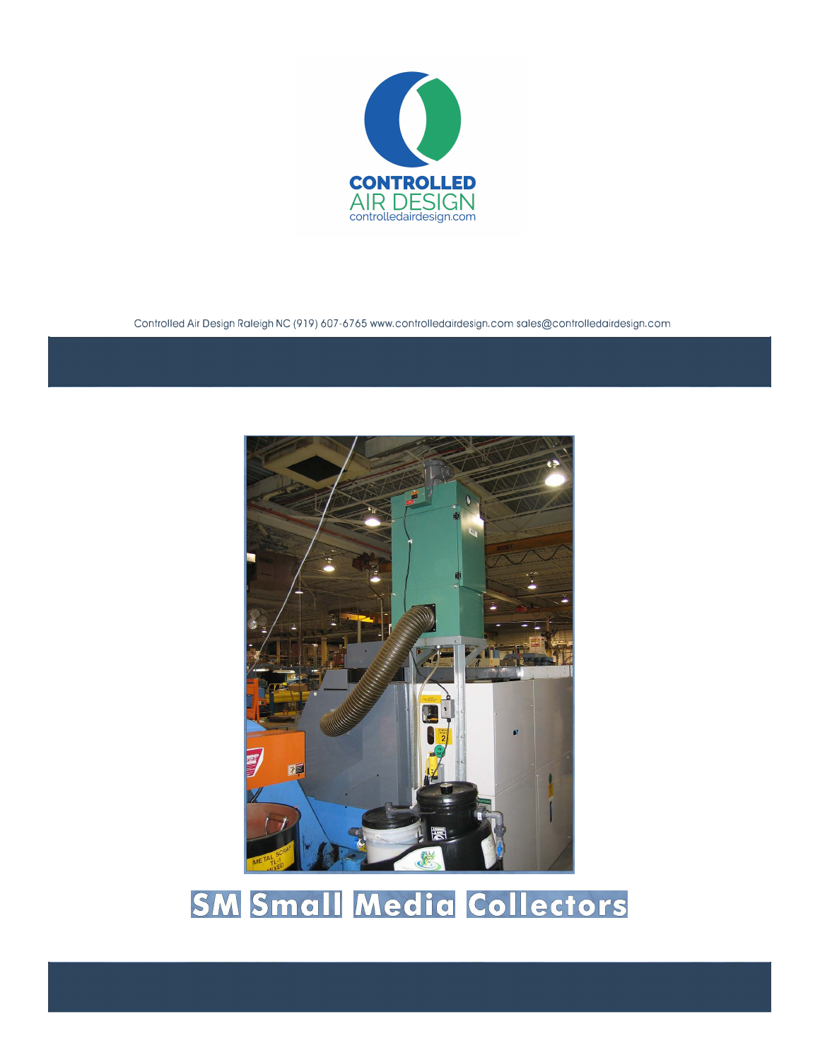CONTROLLED
AIR DESIGN
controlledairdesign.com

Controlled Air Design Raleigh NC (919) 607-6765 www.controlledairdesign.com sales@controlledairdesign.com

# SM Small Media Collectors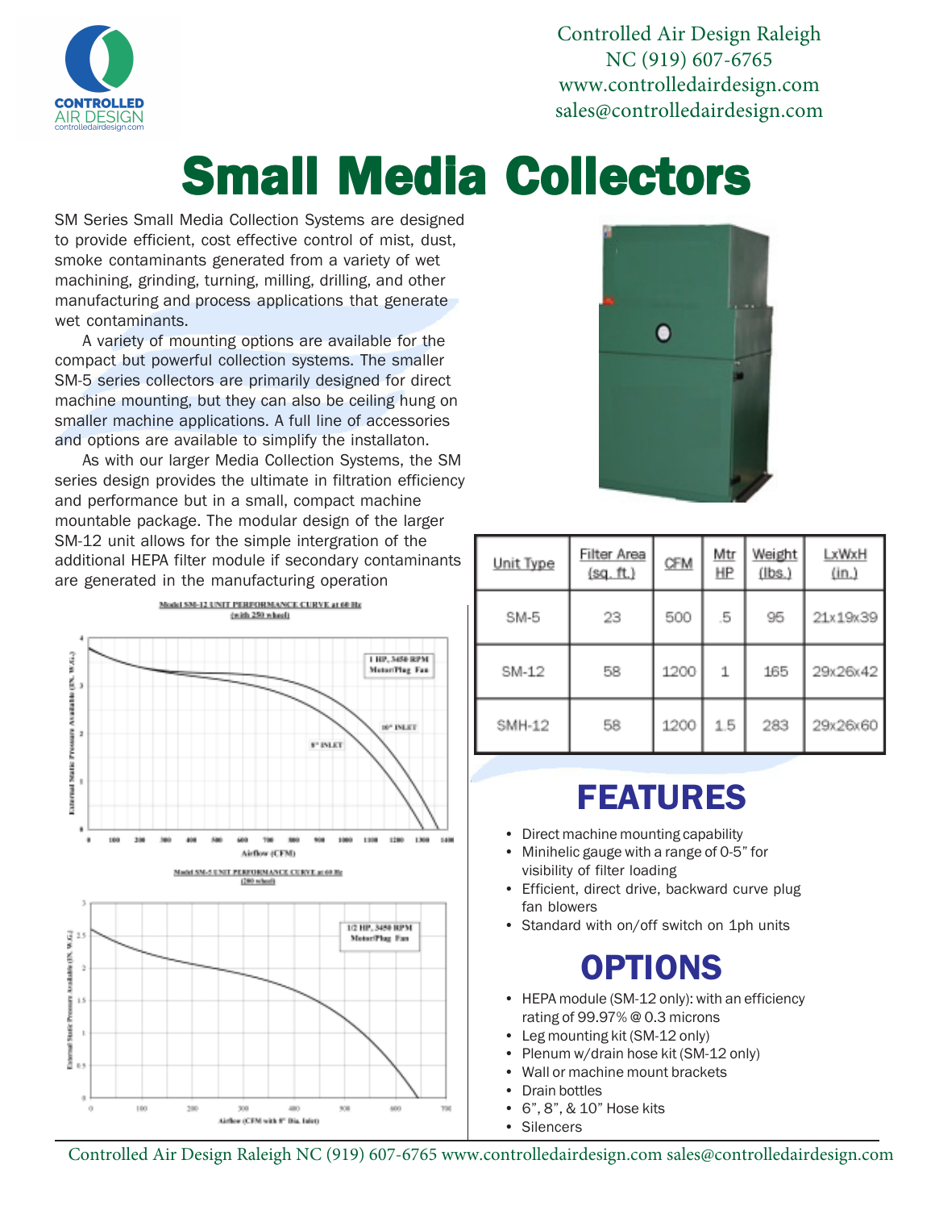Controlled Air Design Raleigh
NC (919) 607-6765
www.controlledairdesign.com
sales@controlledairdesign.com

# Small Media Collectors

SM Series Small Media Collection Systems are designed to provide efficient, cost effective control of mist, dust, smoke contaminants generated from a variety of wet machining, grinding, turning, milling, drilling, and other manufacturing and process applications that generate wet contaminants.

A variety of mounting options are available for the compact but powerful collection systems. The smaller SM-5 series collectors are primarily designed for direct machine mounting, but they can also be ceiling hung on smaller machine applications. A full line of accessories and options are available to simplify the installaton.

As with our larger Media Collection Systems, the SM series design provides the ultimate in filtration efficiency and performance but in a small, compact machine mountable package. The modular design of the larger SM-12 unit allows for the simple intergration of the additional HEPA filter module if secondary contaminants are generated in the manufacturing operation

| Unit Type | Filter Area (sq. ft.) | CFM | Mtr HP | Weight (lbs.) | LxWxH (in.) |
|---|---|---|---|---|---|
| SM-5 | 23 | 500 | .5 | 95 | 21x19x39 |
| SM-12 | 58 | 1200 | 1 | 165 | 29x26x42 |
| SMH-12 | 58 | 1200 | 1.5 | 283 | 29x26x60 |

Model SM-12 UNIT PERFORMANCE CURVE at 60 Hz
(with 250 wheel)

1 HP, 3450 RPM
Motor/Plug Fan

10" INLET
8" INLET

External Static Pressure Available (IN. W.G.)
0 1 2 3 4

Airflow (CFM)
0 100 200 300 400 500 600 700 800 900 1000 1100 1200 1300 1400

Model SM-5 UNIT PERFORMANCE CURVE at 60 Hz
(200 wheel)

1/2 HP, 3450 RPM
Motor/Plug Fan

External Static Pressure Available (IN. W.G.)
0 0.5 1 1.5 2 2.5 3

Airflow (CFM with 8" Dia. Inlet)
0 100 200 300 400 500 600 700

## FEATURES

- Direct machine mounting capability
- Minihelic gauge with a range of 0-5" for visibility of filter loading
- Efficient, direct drive, backward curve plug fan blowers
- Standard with on/off switch on 1ph units

## OPTIONS

- HEPA module (SM-12 only): with an efficiency rating of 99.97% @ 0.3 microns
- Leg mounting kit (SM-12 only)
- Plenum w/drain hose kit (SM-12 only)
- Wall or machine mount brackets
- Drain bottles
- 6", 8", & 10" Hose kits
- Silencers